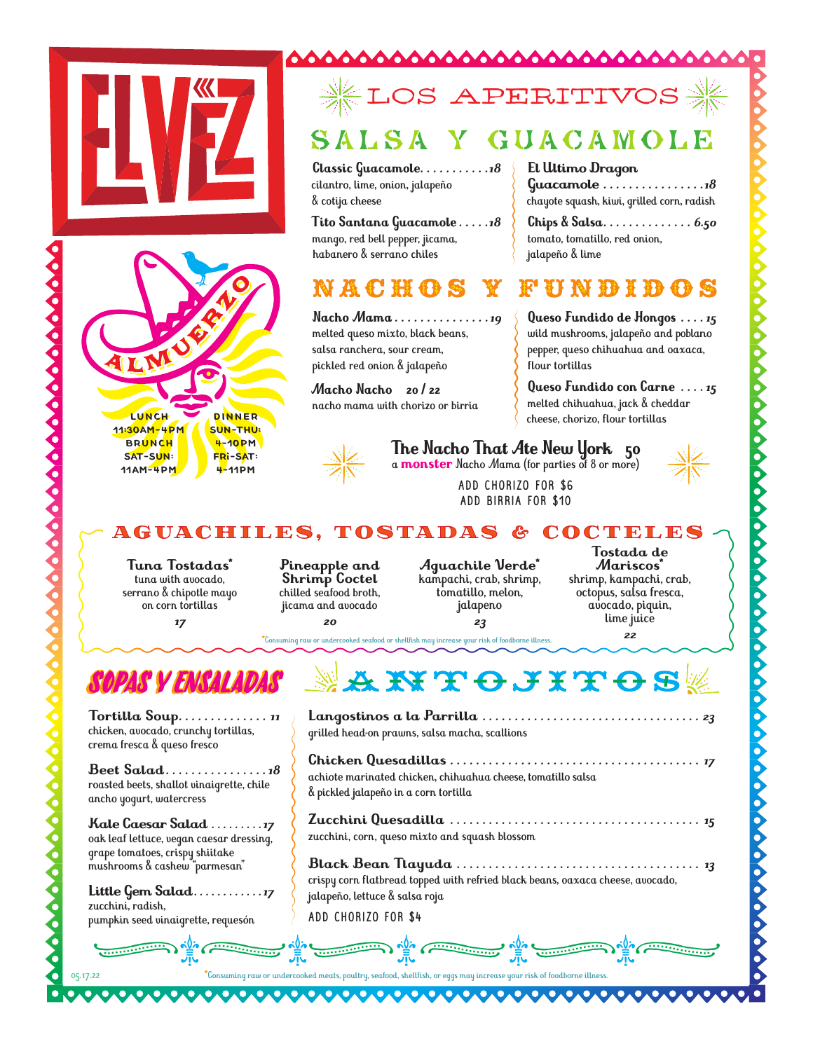# ELVEZ

ALMUERZO

LUNCH
11:30AM-4PM

BRUNCH
SAT-SUN:
11AM-4PM

DINNER
SUN-THU:
4-10PM
FRI-SAT:
4-11PM

## LOS APERITIVOS

### SALSA Y GUACAMOLE

**Classic Guacamole** . . . . . . . . . . .18
cilantro, lime, onion, jalapeño & cotija cheese

**Tito Santana Guacamole** . . . . .18
mango, red bell pepper, jicama, habanero & serrano chiles

**El Ultimo Dragon Guacamole** . . . . . . . . . . . . . . . .18
chayote squash, kiwi, grilled corn, radish

**Chips & Salsa** . . . . . . . . . . . . . 6.50
tomato, tomatillo, red onion, jalapeño & lime

### NACHOS Y FUNDIDOS

**Nacho Mama** . . . . . . . . . . . . . . .19
melted queso mixto, black beans, salsa ranchera, sour cream, pickled red onion & jalapeño

**Macho Nacho** 20 / 22
nacho mama with chorizo or birria

**Queso Fundido de Hongos** . . . . 15
wild mushrooms, jalapeño and poblano pepper, queso chihuahua and oaxaca, flour tortillas

**Queso Fundido con Carne** . . . . 15
melted chihuahua, jack & cheddar cheese, chorizo, flour tortillas

**The Nacho That Ate New York** 50
a **monster** Nacho Mama (for parties of 8 or more)

ADD CHORIZO FOR $6
ADD BIRRIA FOR $10

### AGUACHILES, TOSTADAS & COCTELES

**Tuna Tostadas***
tuna with avocado, serrano & chipotle mayo on corn tortillas
17

**Pineapple and Shrimp Coctel**
chilled seafood broth, jicama and avocado
20

**Aguachile Verde***
kampachi, crab, shrimp, tomatillo, melon, jalapeno
23

**Tostada de Mariscos***
shrimp, kampachi, crab, octopus, salsa fresca, avocado, piquin, lime juice
22

*Consuming raw or undercooked seafood or shellfish may increase your risk of foodborne illness.

### SOPAS Y ENSALADAS

**Tortilla Soup** . . . . . . . . . . . . . 11
chicken, avocado, crunchy tortillas, crema fresca & queso fresco

**Beet Salad** . . . . . . . . . . . . . . . .18
roasted beets, shallot vinaigrette, chile ancho yogurt, watercress

**Kale Caesar Salad** . . . . . . . . .17
oak leaf lettuce, vegan caesar dressing, grape tomatoes, crispy shiitake mushrooms & cashew "parmesan"

**Little Gem Salad** . . . . . . . . . . . .17
zucchini, radish, pumpkin seed vinaigrette, requesón

### ANTOJITOS

**Langostinos a la Parrilla** . . . . . . . . . . . . . . . . . . . . . . . . . . . . . . . . 23
grilled head-on prawns, salsa macha, scallions

**Chicken Quesadillas** . . . . . . . . . . . . . . . . . . . . . . . . . . . . . . . . . . . . 17
achiote marinated chicken, chihuahua cheese, tomatillo salsa & pickled jalapeño in a corn tortilla

**Zucchini Quesadilla** . . . . . . . . . . . . . . . . . . . . . . . . . . . . . . . . . . . . 15
zucchini, corn, queso mixto and squash blossom

**Black Bean Tlayuda** . . . . . . . . . . . . . . . . . . . . . . . . . . . . . . . . . . . 13
crispy corn flatbread topped with refried black beans, oaxaca cheese, avocado, jalapeño, lettuce & salsa roja

ADD CHORIZO FOR $4

05.17.22

*Consuming raw or undercooked meats, poultry, seafood, shellfish, or eggs may increase your risk of foodborne illness.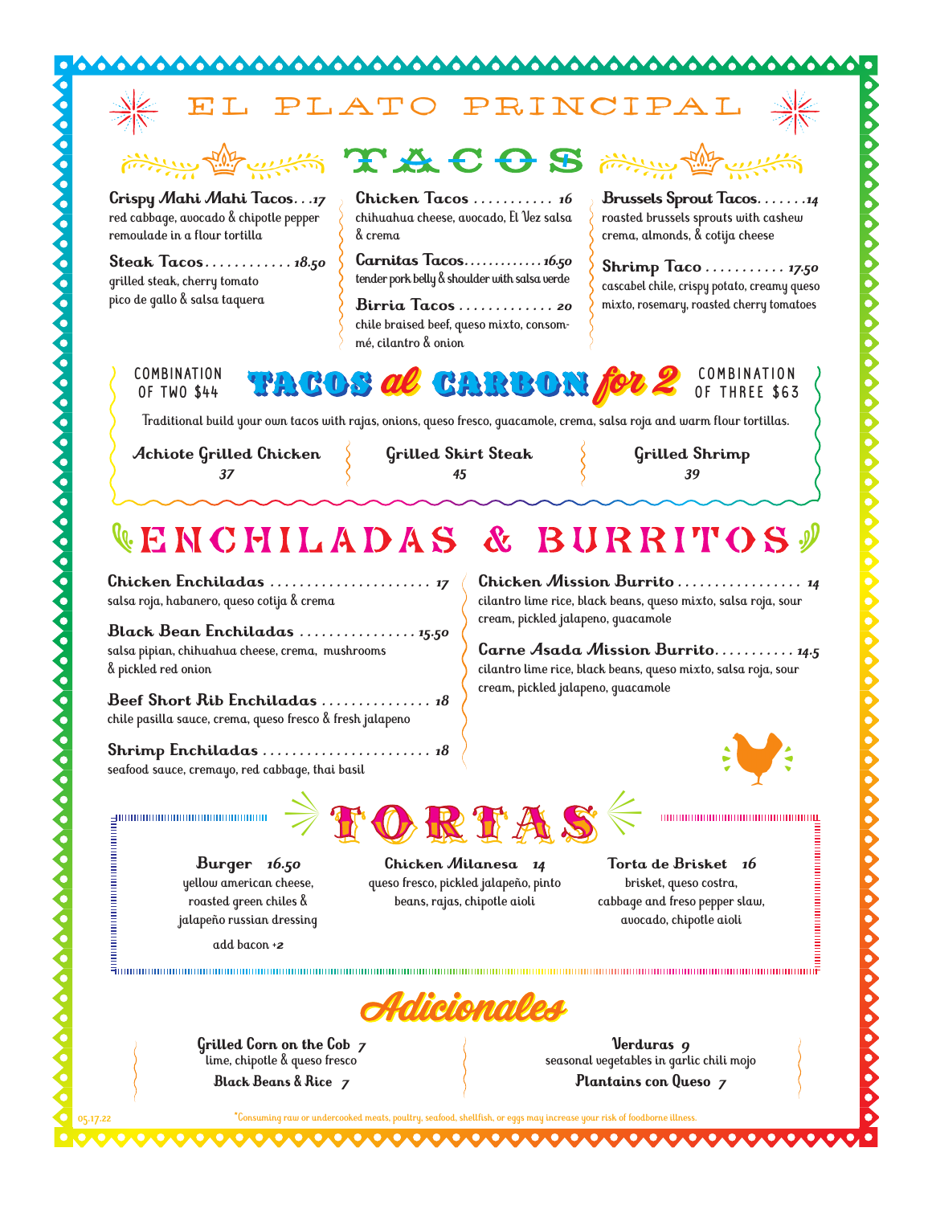# EL PLATO PRINCIPAL

## TACOS

**Crispy Mahi Mahi Tacos...17**
red cabbage, avocado & chipotle pepper remoulade in a flour tortilla

**Steak Tacos............18.50**
grilled steak, cherry tomato pico de gallo & salsa taquera

**Chicken Tacos........... 16**
chihuahua cheese, avocado, El Vez salsa & crema

**Carnitas Tacos............16.50**
tender pork belly & shoulder with salsa verde

**Birria Tacos............. 20**
chile braised beef, queso mixto, consommé, cilantro & onion

**Brussels Sprout Tacos.......14**
roasted brussels sprouts with cashew crema, almonds, & cotija cheese

**Shrimp Taco........... 17.50**
cascabel chile, crispy potato, creamy queso mixto, rosemary, roasted cherry tomatoes

## TACOS al CARBON for 2

COMBINATION OF TWO $44 | COMBINATION OF THREE $63

Traditional build your own tacos with rajas, onions, queso fresco, guacamole, crema, salsa roja and warm flour tortillas.

**Achiote Grilled Chicken** 37

**Grilled Skirt Steak** 45

**Grilled Shrimp** 39

## ENCHILADAS & BURRITOS

**Chicken Enchiladas...................... 17**
salsa roja, habanero, queso cotija & crema

**Black Bean Enchiladas................15.50**
salsa pipian, chihuahua cheese, crema, mushrooms & pickled red onion

**Beef Short Rib Enchiladas............... 18**
chile pasilla sauce, crema, queso fresco & fresh jalapeno

**Shrimp Enchiladas....................... 18**
seafood sauce, cremayo, red cabbage, thai basil

**Chicken Mission Burrito................. 14**
cilantro lime rice, black beans, queso mixto, salsa roja, sour cream, pickled jalapeno, guacamole

**Carne Asada Mission Burrito........... 14.5**
cilantro lime rice, black beans, queso mixto, salsa roja, sour cream, pickled jalapeno, guacamole

## TORTAS

**Burger** *16.50*
yellow american cheese, roasted green chiles & jalapeño russian dressing
add bacon +2

**Chicken Milanesa** *14*
queso fresco, pickled jalapeño, pinto beans, rajas, chipotle aioli

**Torta de Brisket** *16*
brisket, queso costra, cabbage and freso pepper slaw, avocado, chipotle aioli

## Adicionales

**Grilled Corn on the Cob** *7*
lime, chipotle & queso fresco

**Black Beans & Rice** *7*

**Verduras** *9*
seasonal vegetables in garlic chili mojo

**Plantains con Queso** *7*

05.17.22

*Consuming raw or undercooked meats, poultry, seafood, shellfish, or eggs may increase your risk of foodborne illness.